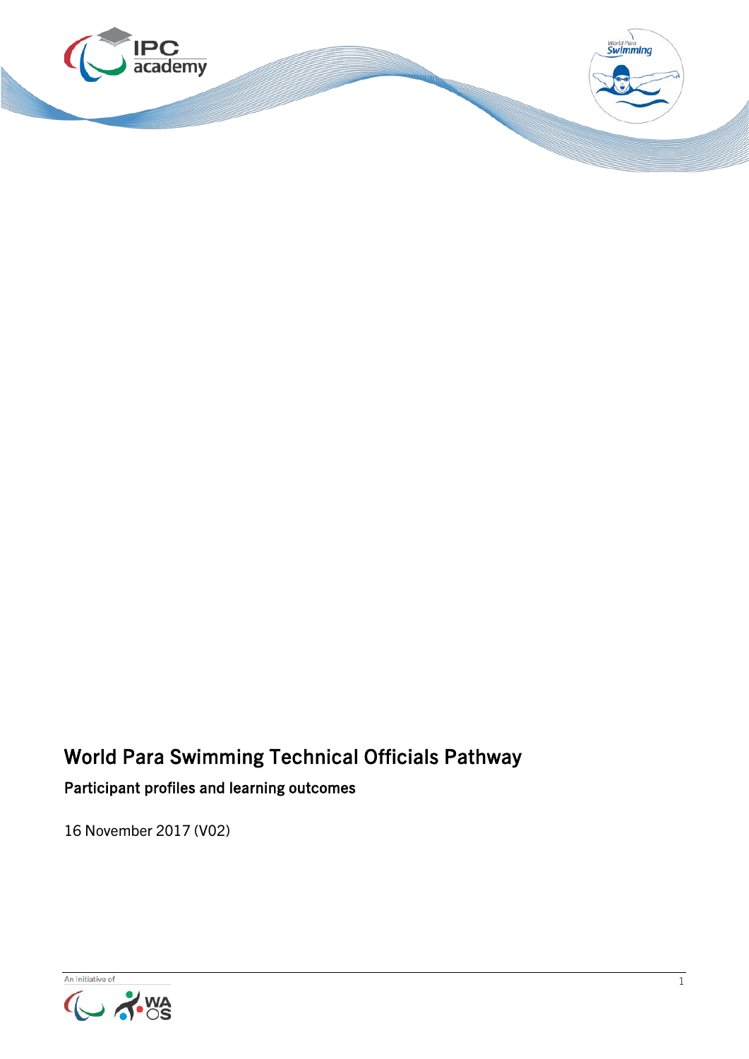# World Para Swimming Technical Officials Pathway

## Participant profiles and learning outcomes

16 November 2017 (V02)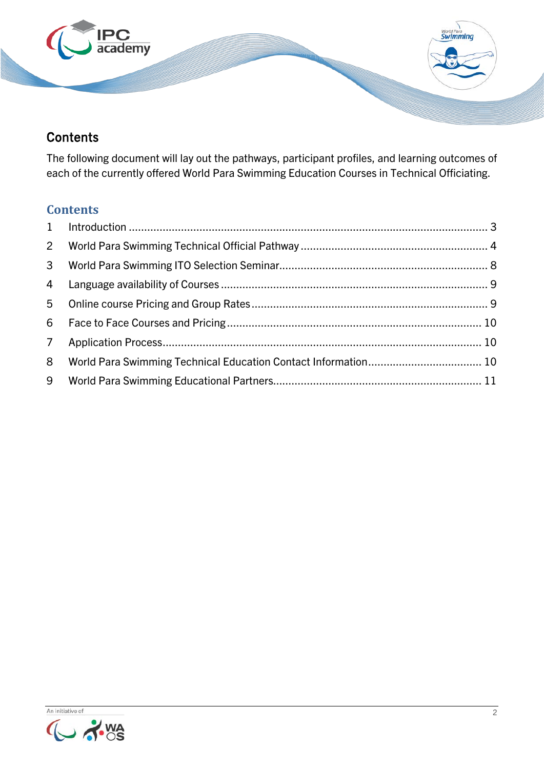## Contents

The following document will lay out the pathways, participant profiles, and learning outcomes of each of the currently offered World Para Swimming Education Courses in Technical Officiating.

### Contents

1 Introduction ........................................................................................................................ 3

2 World Para Swimming Technical Official Pathway ............................................................ 4

3 World Para Swimming ITO Selection Seminar................................................................... 8

4 Language availability of Courses ...................................................................................... 9

5 Online course Pricing and Group Rates ............................................................................ 9

6 Face to Face Courses and Pricing ................................................................................... 10

7 Application Process.......................................................................................................... 10

8 World Para Swimming Technical Education Contact Information..................................... 10

9 World Para Swimming Educational Partners.................................................................... 11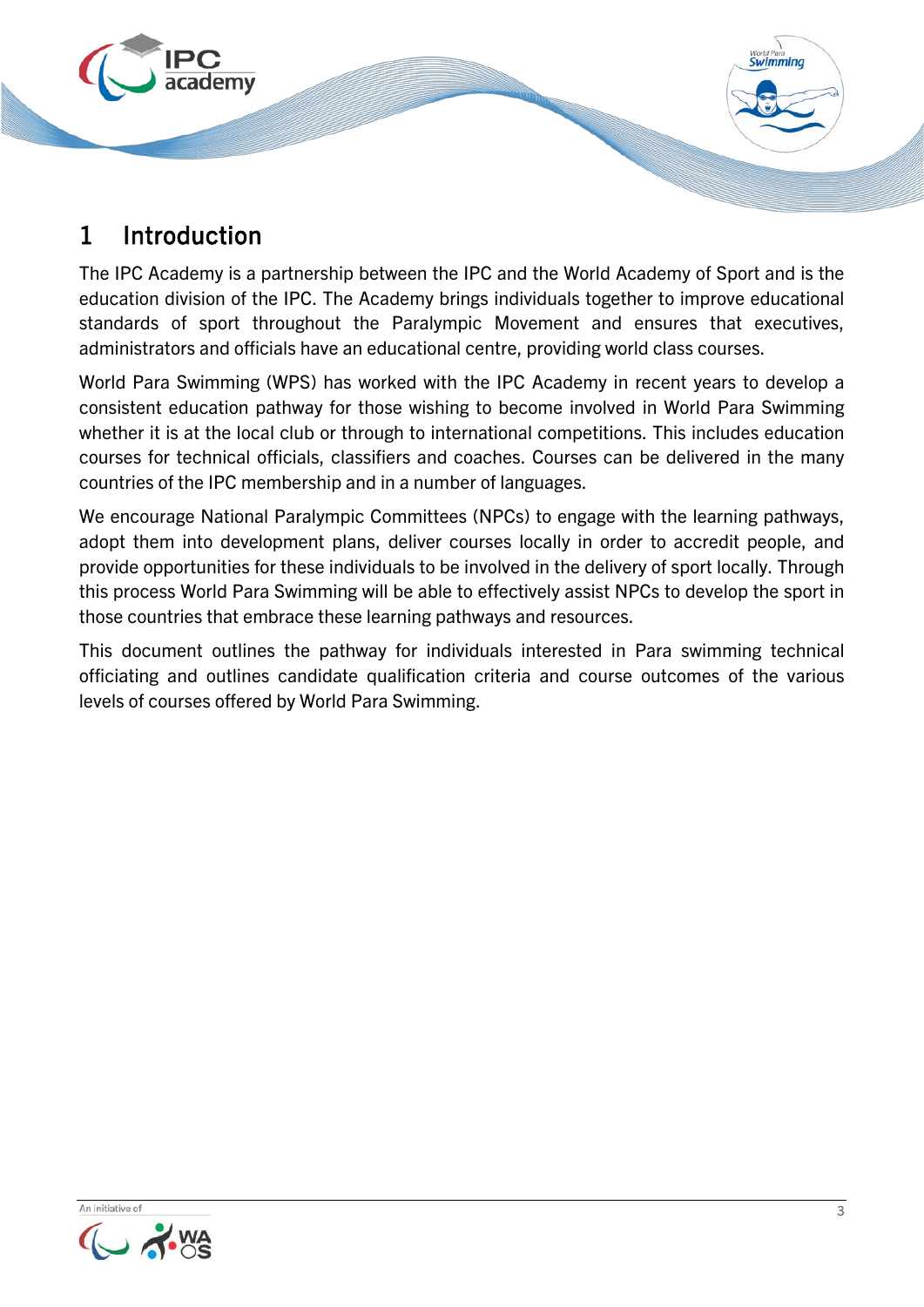# 1 Introduction

The IPC Academy is a partnership between the IPC and the World Academy of Sport and is the education division of the IPC. The Academy brings individuals together to improve educational standards of sport throughout the Paralympic Movement and ensures that executives, administrators and officials have an educational centre, providing world class courses.

World Para Swimming (WPS) has worked with the IPC Academy in recent years to develop a consistent education pathway for those wishing to become involved in World Para Swimming whether it is at the local club or through to international competitions. This includes education courses for technical officials, classifiers and coaches. Courses can be delivered in the many countries of the IPC membership and in a number of languages.

We encourage National Paralympic Committees (NPCs) to engage with the learning pathways, adopt them into development plans, deliver courses locally in order to accredit people, and provide opportunities for these individuals to be involved in the delivery of sport locally. Through this process World Para Swimming will be able to effectively assist NPCs to develop the sport in those countries that embrace these learning pathways and resources.

This document outlines the pathway for individuals interested in Para swimming technical officiating and outlines candidate qualification criteria and course outcomes of the various levels of courses offered by World Para Swimming.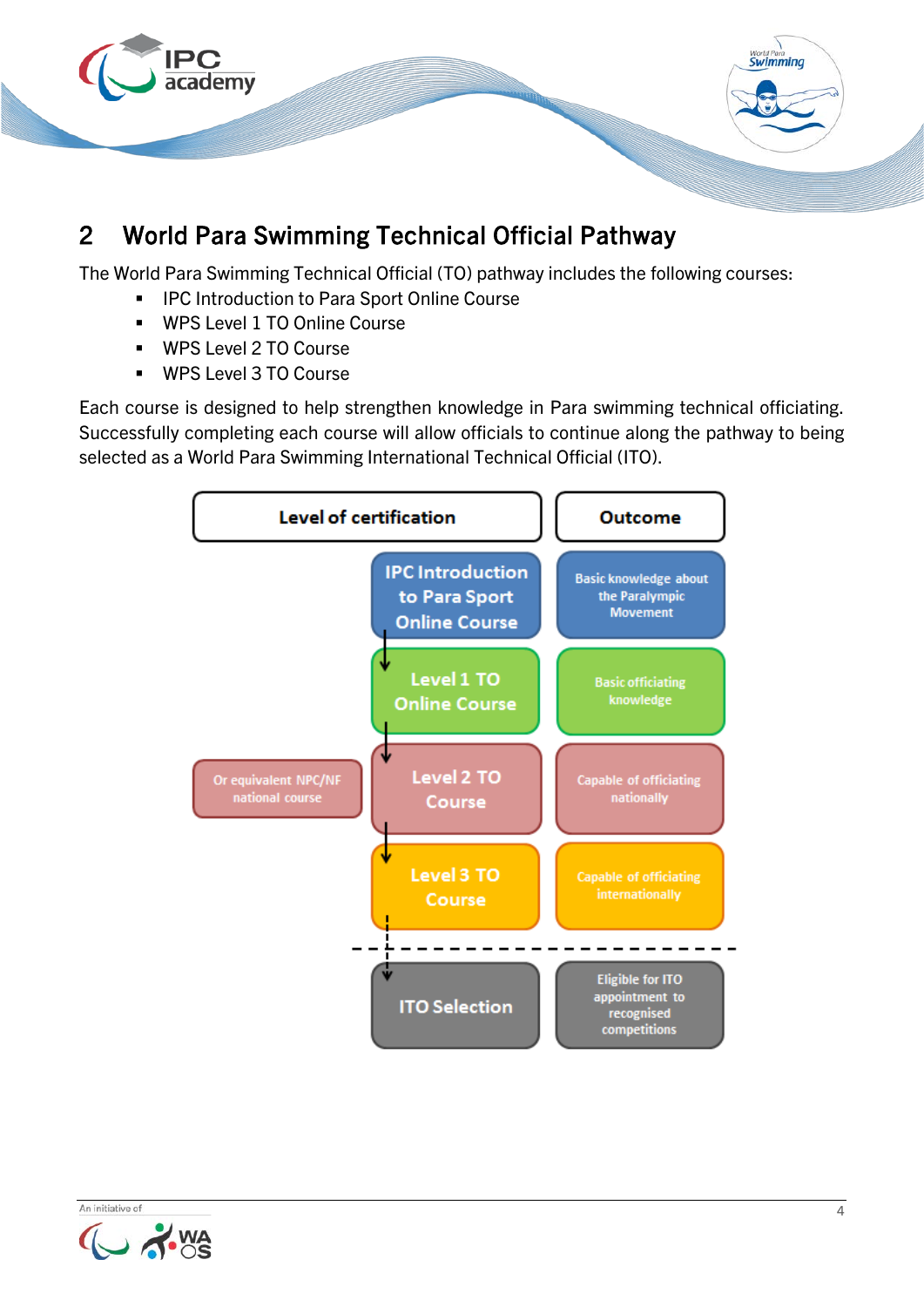## 2 World Para Swimming Technical Official Pathway

The World Para Swimming Technical Official (TO) pathway includes the following courses:

- IPC Introduction to Para Sport Online Course
- WPS Level 1 TO Online Course
- WPS Level 2 TO Course
- WPS Level 3 TO Course

Each course is designed to help strengthen knowledge in Para swimming technical officiating. Successfully completing each course will allow officials to continue along the pathway to being selected as a World Para Swimming International Technical Official (ITO).

| | Level of certification | Outcome |
|---|---|---|
| | IPC Introduction to Para Sport Online Course | Basic knowledge about the Paralympic Movement |
| | Level 1 TO Online Course | Basic officiating knowledge |
| Or equivalent NPC/NF national course | Level 2 TO Course | Capable of officiating nationally |
| | Level 3 TO Course | Capable of officiating internationally |
| | ITO Selection | Eligible for ITO appointment to recognised competitions |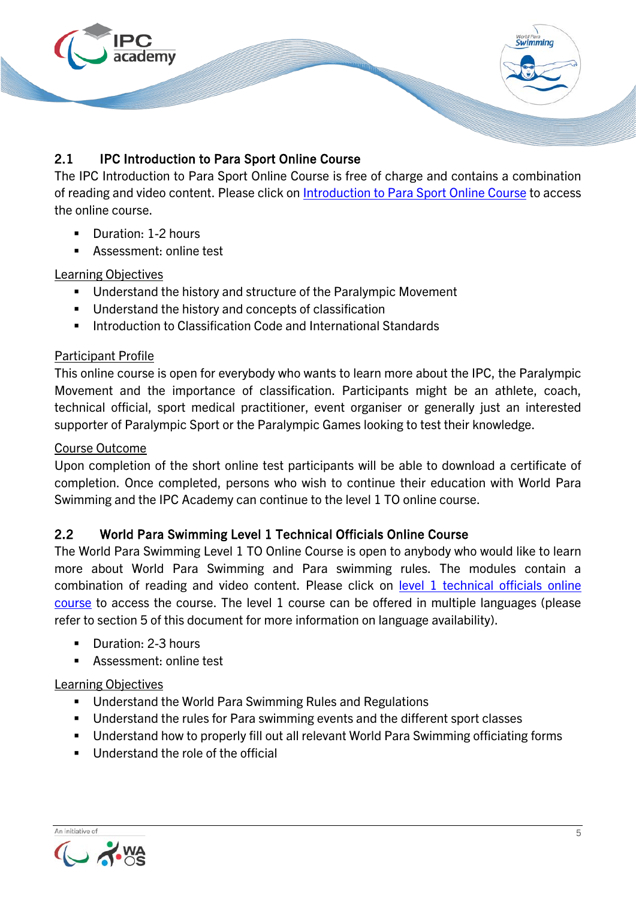## 2.1 IPC Introduction to Para Sport Online Course

The IPC Introduction to Para Sport Online Course is free of charge and contains a combination of reading and video content. Please click on Introduction to Para Sport Online Course to access the online course.

- Duration: 1-2 hours
- Assessment: online test

Learning Objectives

- Understand the history and structure of the Paralympic Movement
- Understand the history and concepts of classification
- Introduction to Classification Code and International Standards

Participant Profile

This online course is open for everybody who wants to learn more about the IPC, the Paralympic Movement and the importance of classification. Participants might be an athlete, coach, technical official, sport medical practitioner, event organiser or generally just an interested supporter of Paralympic Sport or the Paralympic Games looking to test their knowledge.

Course Outcome

Upon completion of the short online test participants will be able to download a certificate of completion. Once completed, persons who wish to continue their education with World Para Swimming and the IPC Academy can continue to the level 1 TO online course.

## 2.2 World Para Swimming Level 1 Technical Officials Online Course

The World Para Swimming Level 1 TO Online Course is open to anybody who would like to learn more about World Para Swimming and Para swimming rules. The modules contain a combination of reading and video content. Please click on level 1 technical officials online course to access the course. The level 1 course can be offered in multiple languages (please refer to section 5 of this document for more information on language availability).

- Duration: 2-3 hours
- Assessment: online test

Learning Objectives

- Understand the World Para Swimming Rules and Regulations
- Understand the rules for Para swimming events and the different sport classes
- Understand how to properly fill out all relevant World Para Swimming officiating forms
- Understand the role of the official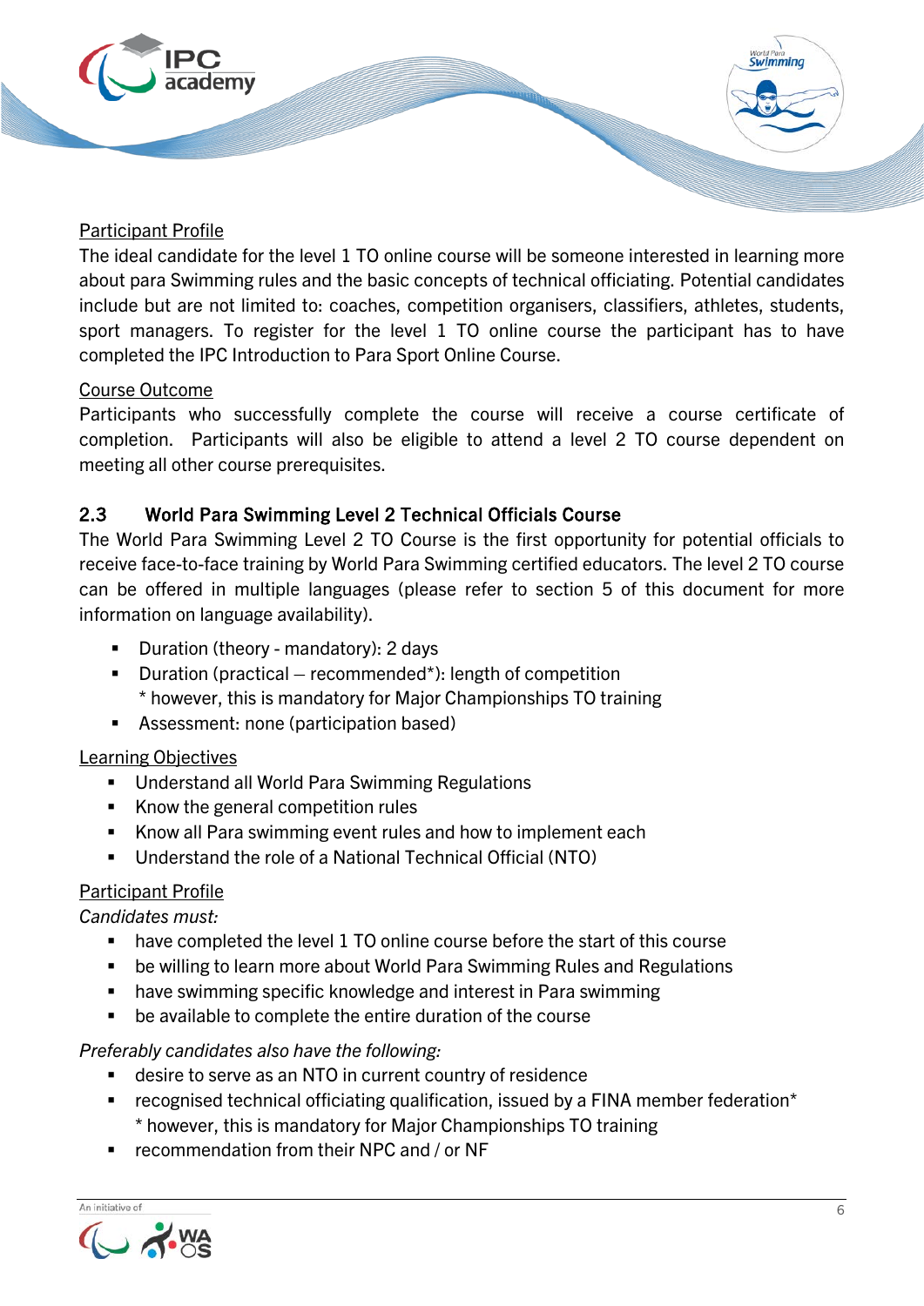Participant Profile

The ideal candidate for the level 1 TO online course will be someone interested in learning more about para Swimming rules and the basic concepts of technical officiating. Potential candidates include but are not limited to: coaches, competition organisers, classifiers, athletes, students, sport managers. To register for the level 1 TO online course the participant has to have completed the IPC Introduction to Para Sport Online Course.

Course Outcome

Participants who successfully complete the course will receive a course certificate of completion. Participants will also be eligible to attend a level 2 TO course dependent on meeting all other course prerequisites.

## 2.3 World Para Swimming Level 2 Technical Officials Course

The World Para Swimming Level 2 TO Course is the first opportunity for potential officials to receive face-to-face training by World Para Swimming certified educators. The level 2 TO course can be offered in multiple languages (please refer to section 5 of this document for more information on language availability).

- Duration (theory - mandatory): 2 days
- Duration (practical – recommended*): length of competition
  * however, this is mandatory for Major Championships TO training
- Assessment: none (participation based)

Learning Objectives

- Understand all World Para Swimming Regulations
- Know the general competition rules
- Know all Para swimming event rules and how to implement each
- Understand the role of a National Technical Official (NTO)

Participant Profile

*Candidates must:*

- have completed the level 1 TO online course before the start of this course
- be willing to learn more about World Para Swimming Rules and Regulations
- have swimming specific knowledge and interest in Para swimming
- be available to complete the entire duration of the course

*Preferably candidates also have the following:*

- desire to serve as an NTO in current country of residence
- recognised technical officiating qualification, issued by a FINA member federation*
  * however, this is mandatory for Major Championships TO training
- recommendation from their NPC and / or NF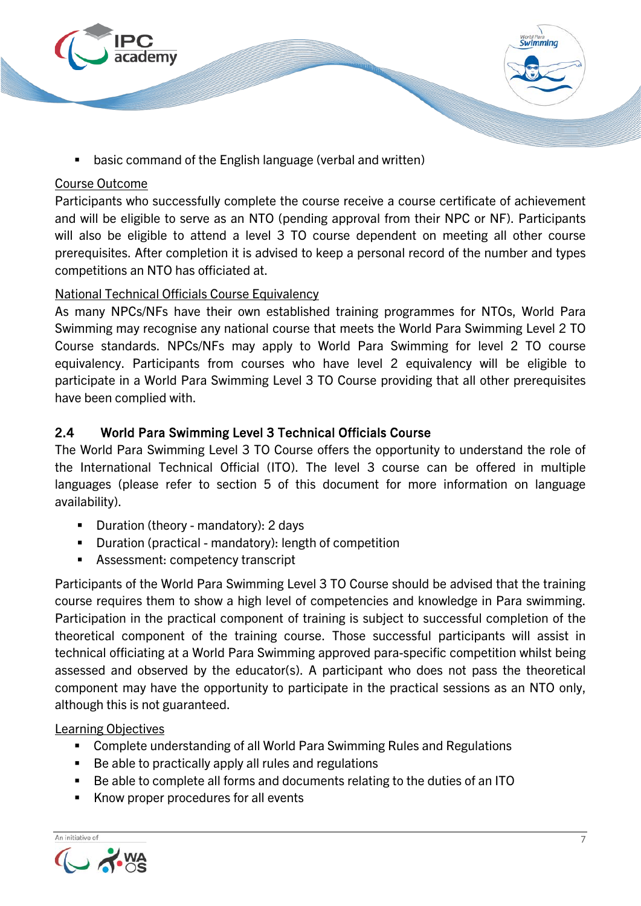- basic command of the English language (verbal and written)

Course Outcome

Participants who successfully complete the course receive a course certificate of achievement and will be eligible to serve as an NTO (pending approval from their NPC or NF). Participants will also be eligible to attend a level 3 TO course dependent on meeting all other course prerequisites. After completion it is advised to keep a personal record of the number and types competitions an NTO has officiated at.

National Technical Officials Course Equivalency

As many NPCs/NFs have their own established training programmes for NTOs, World Para Swimming may recognise any national course that meets the World Para Swimming Level 2 TO Course standards. NPCs/NFs may apply to World Para Swimming for level 2 TO course equivalency. Participants from courses who have level 2 equivalency will be eligible to participate in a World Para Swimming Level 3 TO Course providing that all other prerequisites have been complied with.

## 2.4 World Para Swimming Level 3 Technical Officials Course

The World Para Swimming Level 3 TO Course offers the opportunity to understand the role of the International Technical Official (ITO). The level 3 course can be offered in multiple languages (please refer to section 5 of this document for more information on language availability).

- Duration (theory - mandatory): 2 days
- Duration (practical - mandatory): length of competition
- Assessment: competency transcript

Participants of the World Para Swimming Level 3 TO Course should be advised that the training course requires them to show a high level of competencies and knowledge in Para swimming. Participation in the practical component of training is subject to successful completion of the theoretical component of the training course. Those successful participants will assist in technical officiating at a World Para Swimming approved para-specific competition whilst being assessed and observed by the educator(s). A participant who does not pass the theoretical component may have the opportunity to participate in the practical sessions as an NTO only, although this is not guaranteed.

Learning Objectives

- Complete understanding of all World Para Swimming Rules and Regulations
- Be able to practically apply all rules and regulations
- Be able to complete all forms and documents relating to the duties of an ITO
- Know proper procedures for all events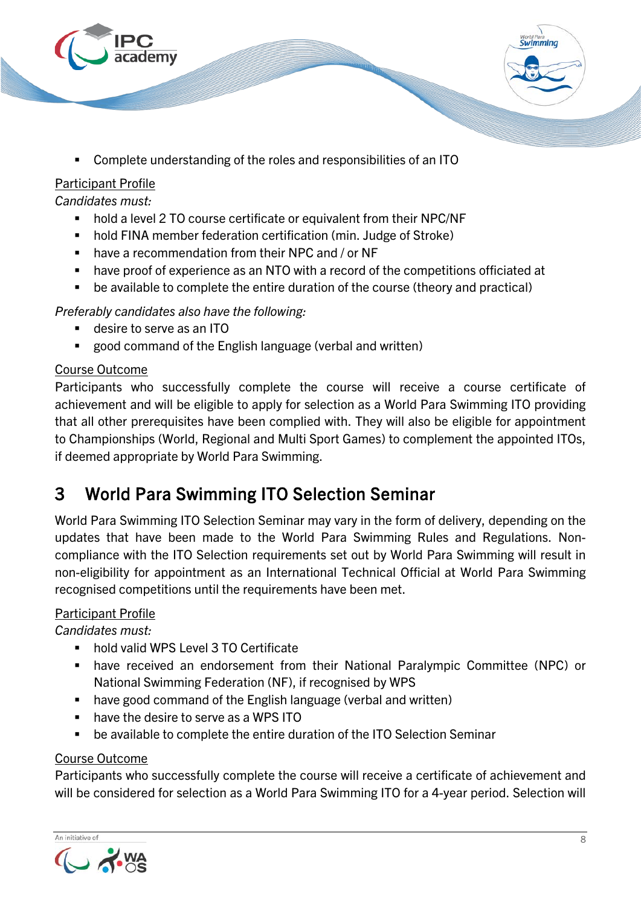- Complete understanding of the roles and responsibilities of an ITO

Participant Profile

*Candidates must:*

- hold a level 2 TO course certificate or equivalent from their NPC/NF
- hold FINA member federation certification (min. Judge of Stroke)
- have a recommendation from their NPC and / or NF
- have proof of experience as an NTO with a record of the competitions officiated at
- be available to complete the entire duration of the course (theory and practical)

*Preferably candidates also have the following:*

- desire to serve as an ITO
- good command of the English language (verbal and written)

Course Outcome

Participants who successfully complete the course will receive a course certificate of achievement and will be eligible to apply for selection as a World Para Swimming ITO providing that all other prerequisites have been complied with. They will also be eligible for appointment to Championships (World, Regional and Multi Sport Games) to complement the appointed ITOs, if deemed appropriate by World Para Swimming.

# 3 World Para Swimming ITO Selection Seminar

World Para Swimming ITO Selection Seminar may vary in the form of delivery, depending on the updates that have been made to the World Para Swimming Rules and Regulations. Non-compliance with the ITO Selection requirements set out by World Para Swimming will result in non-eligibility for appointment as an International Technical Official at World Para Swimming recognised competitions until the requirements have been met.

Participant Profile

*Candidates must:*

- hold valid WPS Level 3 TO Certificate
- have received an endorsement from their National Paralympic Committee (NPC) or National Swimming Federation (NF), if recognised by WPS
- have good command of the English language (verbal and written)
- have the desire to serve as a WPS ITO
- be available to complete the entire duration of the ITO Selection Seminar

Course Outcome

Participants who successfully complete the course will receive a certificate of achievement and will be considered for selection as a World Para Swimming ITO for a 4-year period. Selection will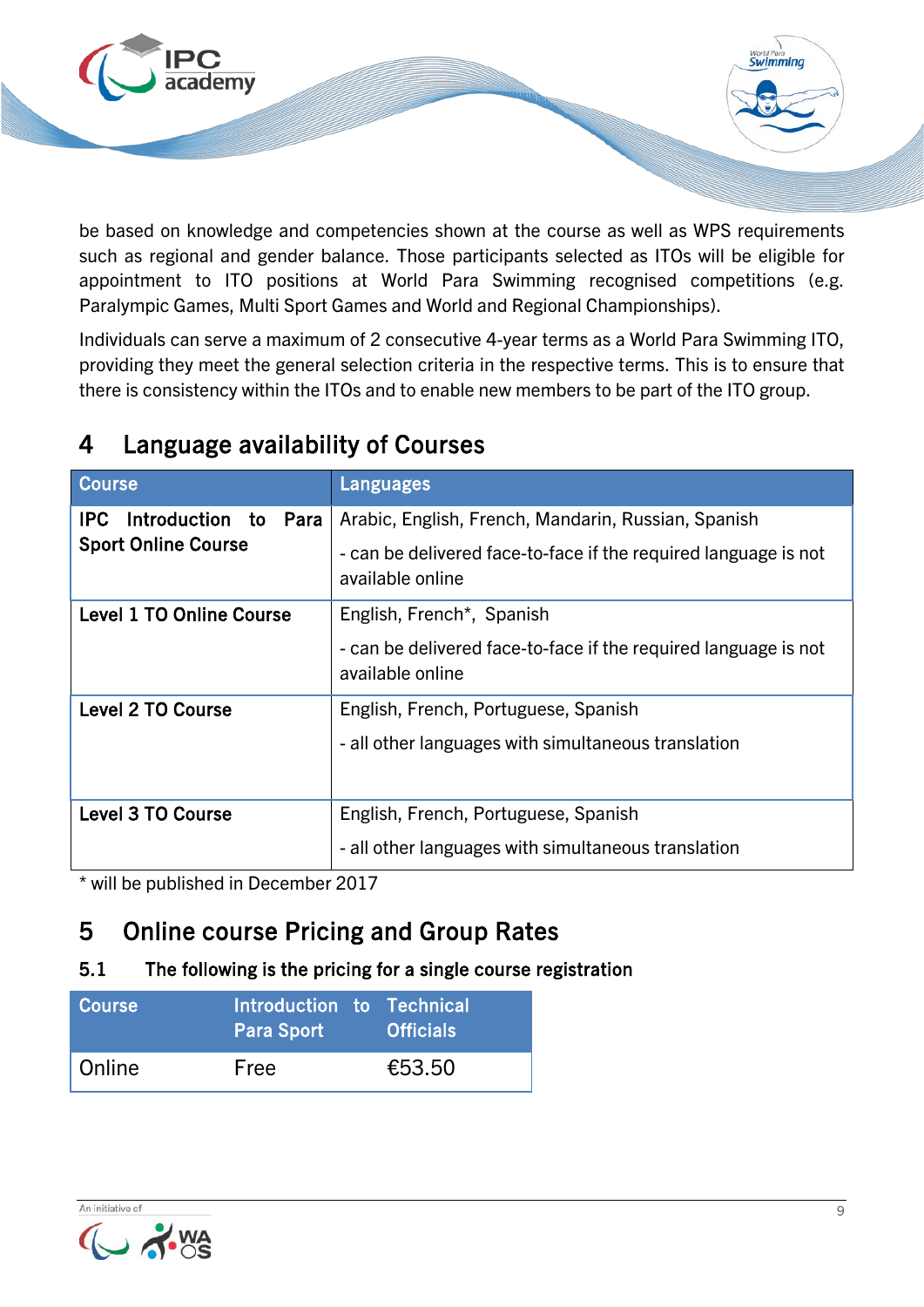be based on knowledge and competencies shown at the course as well as WPS requirements such as regional and gender balance. Those participants selected as ITOs will be eligible for appointment to ITO positions at World Para Swimming recognised competitions (e.g. Paralympic Games, Multi Sport Games and World and Regional Championships).

Individuals can serve a maximum of 2 consecutive 4-year terms as a World Para Swimming ITO, providing they meet the general selection criteria in the respective terms. This is to ensure that there is consistency within the ITOs and to enable new members to be part of the ITO group.

# 4 Language availability of Courses

| Course | Languages |
|---|---|
| **IPC Introduction to Para Sport Online Course** | Arabic, English, French, Mandarin, Russian, Spanish<br>- can be delivered face-to-face if the required language is not available online |
| **Level 1 TO Online Course** | English, French*, Spanish<br>- can be delivered face-to-face if the required language is not available online |
| **Level 2 TO Course** | English, French, Portuguese, Spanish<br>- all other languages with simultaneous translation |
| **Level 3 TO Course** | English, French, Portuguese, Spanish<br>- all other languages with simultaneous translation |

* will be published in December 2017

# 5 Online course Pricing and Group Rates

## 5.1 The following is the pricing for a single course registration

| Course | Introduction to Para Sport | Technical Officials |
|---|---|---|
| Online | Free | €53.50 |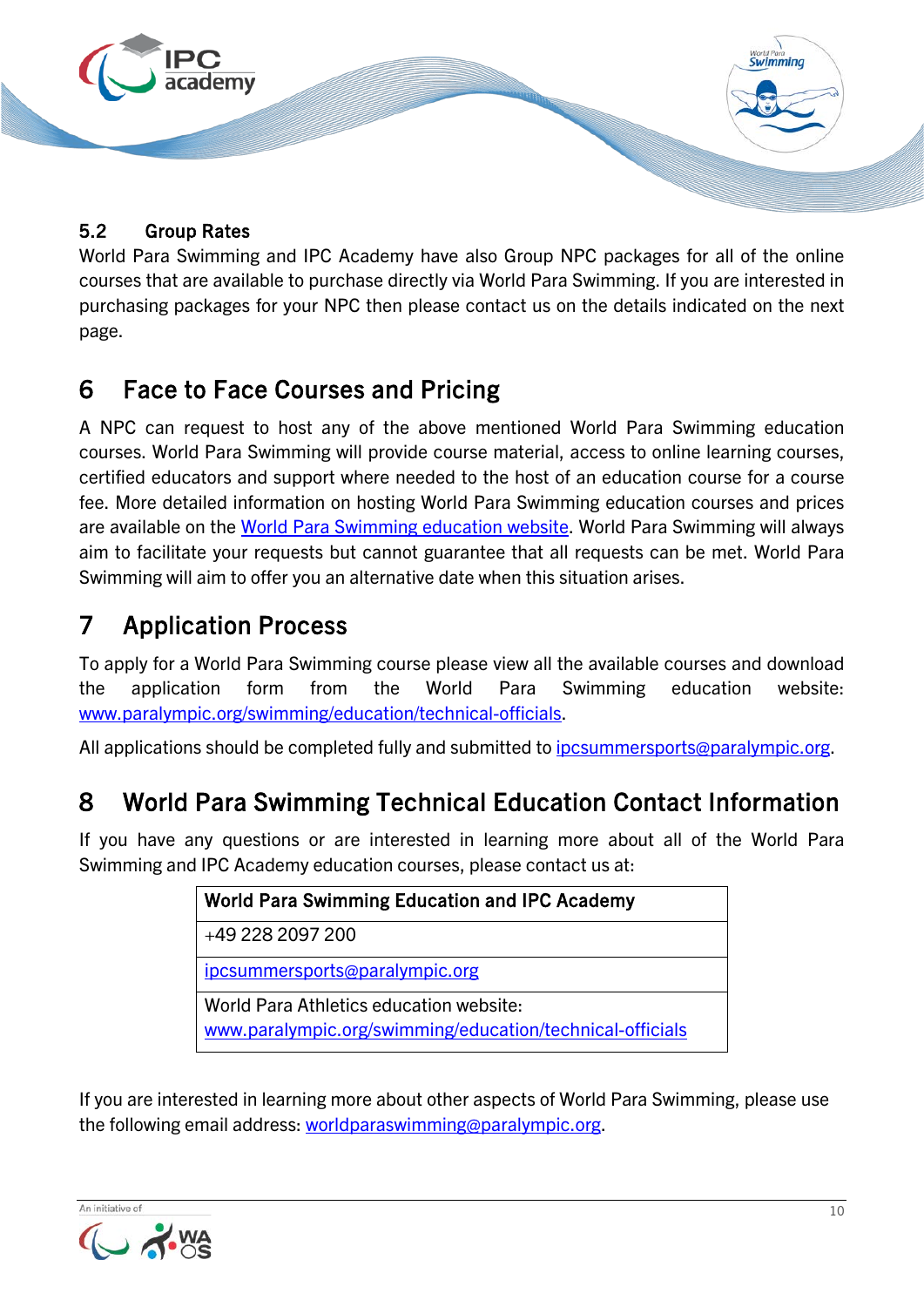### 5.2 Group Rates

World Para Swimming and IPC Academy have also Group NPC packages for all of the online courses that are available to purchase directly via World Para Swimming. If you are interested in purchasing packages for your NPC then please contact us on the details indicated on the next page.

## 6 Face to Face Courses and Pricing

A NPC can request to host any of the above mentioned World Para Swimming education courses. World Para Swimming will provide course material, access to online learning courses, certified educators and support where needed to the host of an education course for a course fee. More detailed information on hosting World Para Swimming education courses and prices are available on the World Para Swimming education website. World Para Swimming will always aim to facilitate your requests but cannot guarantee that all requests can be met. World Para Swimming will aim to offer you an alternative date when this situation arises.

## 7 Application Process

To apply for a World Para Swimming course please view all the available courses and download the application form from the World Para Swimming education website: www.paralympic.org/swimming/education/technical-officials.

All applications should be completed fully and submitted to ipcsummersports@paralympic.org.

## 8 World Para Swimming Technical Education Contact Information

If you have any questions or are interested in learning more about all of the World Para Swimming and IPC Academy education courses, please contact us at:

| **World Para Swimming Education and IPC Academy** |
|---|
| +49 228 2097 200 |
| ipcsummersports@paralympic.org |
| World Para Athletics education website: www.paralympic.org/swimming/education/technical-officials |

If you are interested in learning more about other aspects of World Para Swimming, please use the following email address: worldparaswimming@paralympic.org.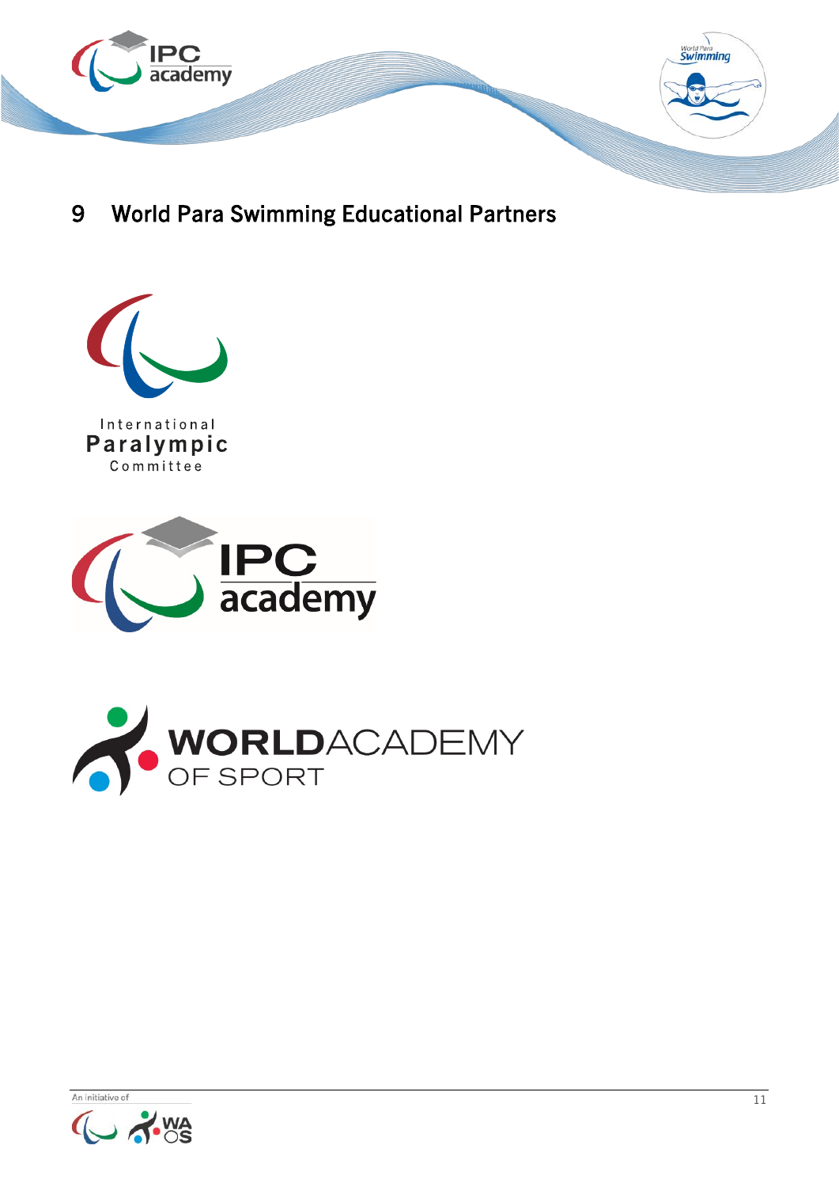# 9 World Para Swimming Educational Partners

International
Paralympic
Committee

IPC
academy

WORLDACADEMY
OF SPORT